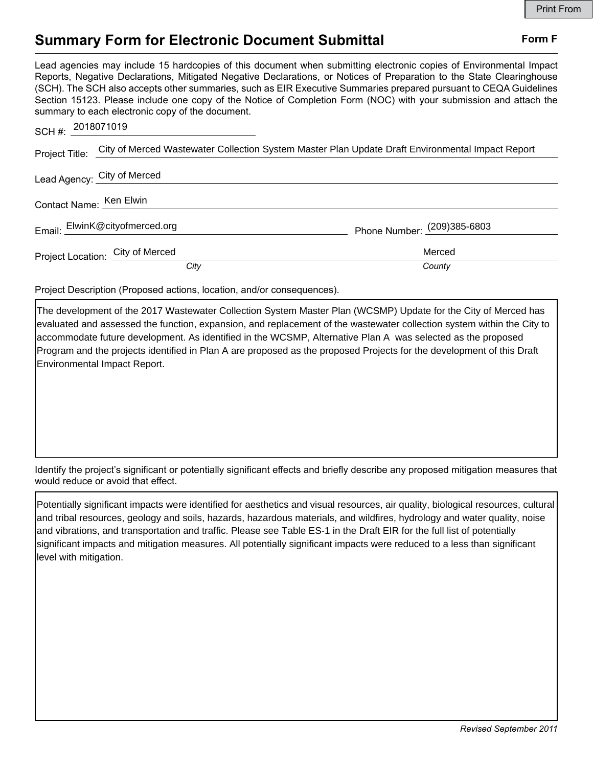Print From

# Summary Form for Electronic Document Submittal

**Form F**

Lead agencies may include 15 hardcopies of this document when submitting electronic copies of Environmental Impact Reports, Negative Declarations, Mitigated Negative Declarations, or Notices of Preparation to the State Clearinghouse (SCH). The SCH also accepts other summaries, such as EIR Executive Summaries prepared pursuant to CEQA Guidelines Section 15123. Please include one copy of the Notice of Completion Form (NOC) with your submission and attach the summary to each electronic copy of the document.

SCH #: 2018071019

Project Title: City of Merced Wastewater Collection System Master Plan Update Draft Environmental Impact Report

Lead Agency: City of Merced

Contact Name: Ken Elwin

Email: ElwinK@cityofmerced.org Phone Number: (209)385-6803

Project Location: City of Merced (*City*) Merced (*County*)

Project Description (Proposed actions, location, and/or consequences).

The development of the 2017 Wastewater Collection System Master Plan (WCSMP) Update for the City of Merced has evaluated and assessed the function, expansion, and replacement of the wastewater collection system within the City to accommodate future development. As identified in the WCSMP, Alternative Plan A was selected as the proposed Program and the projects identified in Plan A are proposed as the proposed Projects for the development of this Draft Environmental Impact Report.

Identify the project's significant or potentially significant effects and briefly describe any proposed mitigation measures that would reduce or avoid that effect.

Potentially significant impacts were identified for aesthetics and visual resources, air quality, biological resources, cultural and tribal resources, geology and soils, hazards, hazardous materials, and wildfires, hydrology and water quality, noise and vibrations, and transportation and traffic. Please see Table ES-1 in the Draft EIR for the full list of potentially significant impacts and mitigation measures. All potentially significant impacts were reduced to a less than significant level with mitigation.

*Revised September 2011*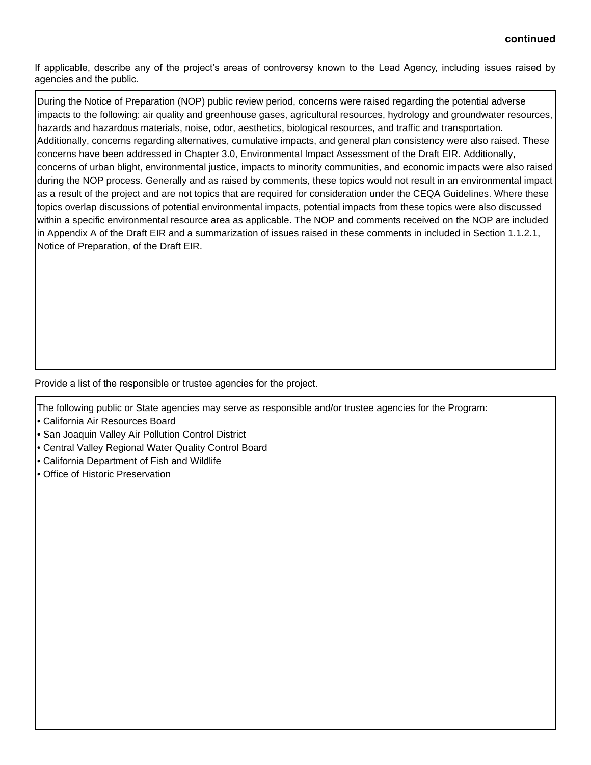**continued**

If applicable, describe any of the project's areas of controversy known to the Lead Agency, including issues raised by agencies and the public.

During the Notice of Preparation (NOP) public review period, concerns were raised regarding the potential adverse impacts to the following: air quality and greenhouse gases, agricultural resources, hydrology and groundwater resources, hazards and hazardous materials, noise, odor, aesthetics, biological resources, and traffic and transportation. Additionally, concerns regarding alternatives, cumulative impacts, and general plan consistency were also raised. These concerns have been addressed in Chapter 3.0, Environmental Impact Assessment of the Draft EIR. Additionally, concerns of urban blight, environmental justice, impacts to minority communities, and economic impacts were also raised during the NOP process. Generally and as raised by comments, these topics would not result in an environmental impact as a result of the project and are not topics that are required for consideration under the CEQA Guidelines. Where these topics overlap discussions of potential environmental impacts, potential impacts from these topics were also discussed within a specific environmental resource area as applicable. The NOP and comments received on the NOP are included in Appendix A of the Draft EIR and a summarization of issues raised in these comments in included in Section 1.1.2.1, Notice of Preparation, of the Draft EIR.

Provide a list of the responsible or trustee agencies for the project.

The following public or State agencies may serve as responsible and/or trustee agencies for the Program:

- California Air Resources Board
- San Joaquin Valley Air Pollution Control District
- Central Valley Regional Water Quality Control Board
- California Department of Fish and Wildlife
- Office of Historic Preservation